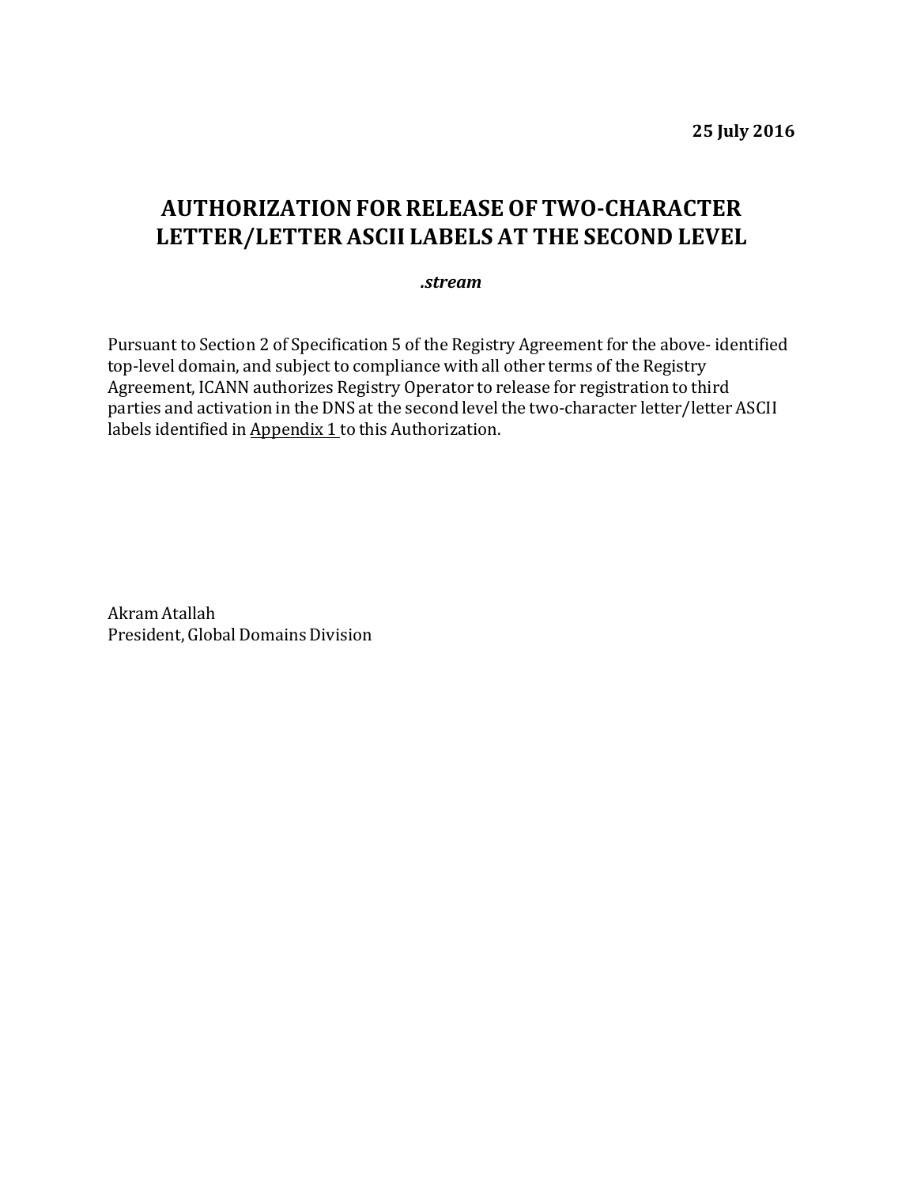**25 July 2016**

# AUTHORIZATION FOR RELEASE OF TWO-CHARACTER LETTER/LETTER ASCII LABELS AT THE SECOND LEVEL

***.stream***

Pursuant to Section 2 of Specification 5 of the Registry Agreement for the above- identified top-level domain, and subject to compliance with all other terms of the Registry Agreement, ICANN authorizes Registry Operator to release for registration to third parties and activation in the DNS at the second level the two-character letter/letter ASCII labels identified in Appendix 1 to this Authorization.

Akram Atallah
President, Global Domains Division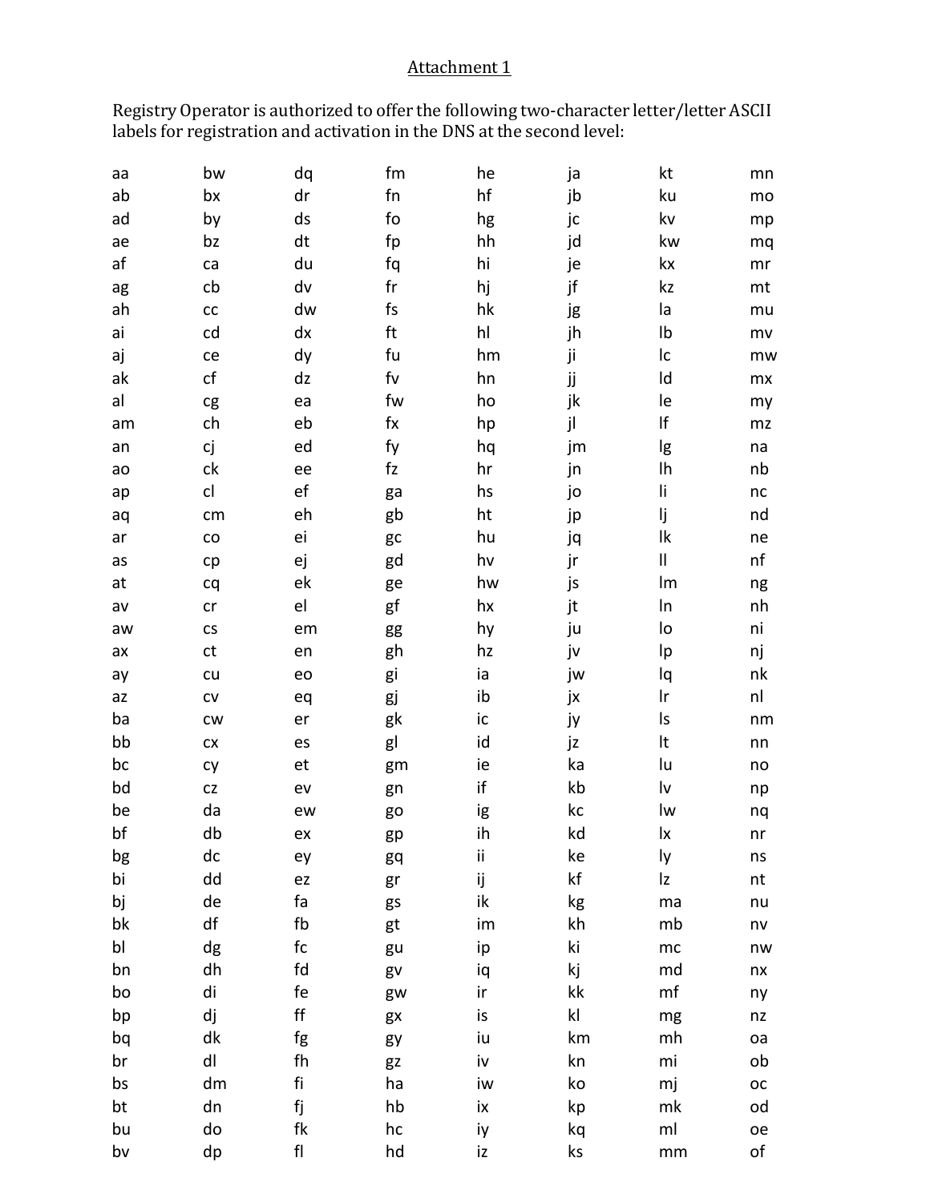Attachment 1

Registry Operator is authorized to offer the following two-character letter/letter ASCII labels for registration and activation in the DNS at the second level:

| aa | bw | dq | fm | he | ja | kt | mn |
|---|---|---|---|---|---|---|---|
| ab | bx | dr | fn | hf | jb | ku | mo |
| ad | by | ds | fo | hg | jc | kv | mp |
| ae | bz | dt | fp | hh | jd | kw | mq |
| af | ca | du | fq | hi | je | kx | mr |
| ag | cb | dv | fr | hj | jf | kz | mt |
| ah | cc | dw | fs | hk | jg | la | mu |
| ai | cd | dx | ft | hl | jh | lb | mv |
| aj | ce | dy | fu | hm | ji | lc | mw |
| ak | cf | dz | fv | hn | jj | ld | mx |
| al | cg | ea | fw | ho | jk | le | my |
| am | ch | eb | fx | hp | jl | lf | mz |
| an | cj | ed | fy | hq | jm | lg | na |
| ao | ck | ee | fz | hr | jn | lh | nb |
| ap | cl | ef | ga | hs | jo | li | nc |
| aq | cm | eh | gb | ht | jp | lj | nd |
| ar | co | ei | gc | hu | jq | lk | ne |
| as | cp | ej | gd | hv | jr | ll | nf |
| at | cq | ek | ge | hw | js | lm | ng |
| av | cr | el | gf | hx | jt | ln | nh |
| aw | cs | em | gg | hy | ju | lo | ni |
| ax | ct | en | gh | hz | jv | lp | nj |
| ay | cu | eo | gi | ia | jw | lq | nk |
| az | cv | eq | gj | ib | jx | lr | nl |
| ba | cw | er | gk | ic | jy | ls | nm |
| bb | cx | es | gl | id | jz | lt | nn |
| bc | cy | et | gm | ie | ka | lu | no |
| bd | cz | ev | gn | if | kb | lv | np |
| be | da | ew | go | ig | kc | lw | nq |
| bf | db | ex | gp | ih | kd | lx | nr |
| bg | dc | ey | gq | ii | ke | ly | ns |
| bi | dd | ez | gr | ij | kf | lz | nt |
| bj | de | fa | gs | ik | kg | ma | nu |
| bk | df | fb | gt | im | kh | mb | nv |
| bl | dg | fc | gu | ip | ki | mc | nw |
| bn | dh | fd | gv | iq | kj | md | nx |
| bo | di | fe | gw | ir | kk | mf | ny |
| bp | dj | ff | gx | is | kl | mg | nz |
| bq | dk | fg | gy | iu | km | mh | oa |
| br | dl | fh | gz | iv | kn | mi | ob |
| bs | dm | fi | ha | iw | ko | mj | oc |
| bt | dn | fj | hb | ix | kp | mk | od |
| bu | do | fk | hc | iy | kq | ml | oe |
| bv | dp | fl | hd | iz | ks | mm | of |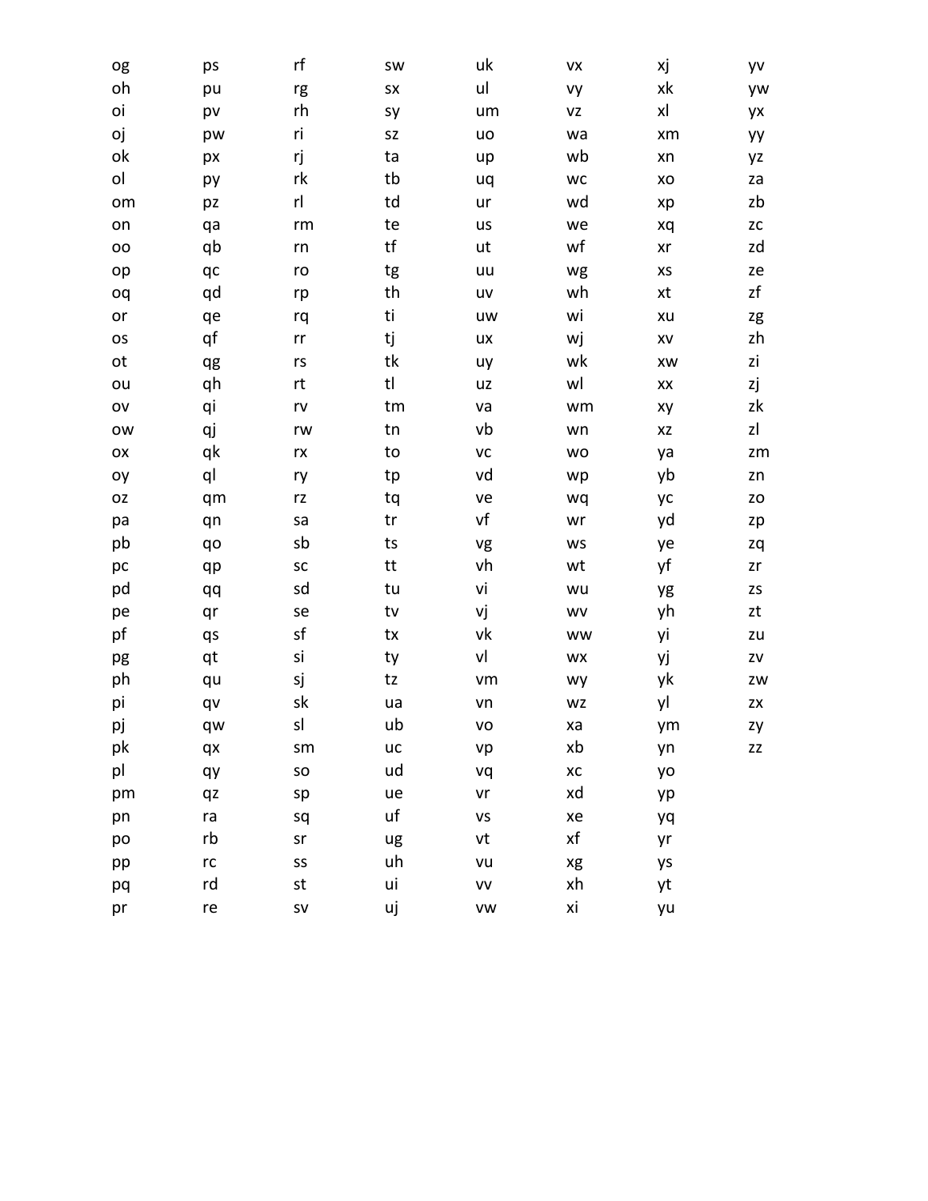| | | | | | | | |
|---|---|---|---|---|---|---|---|
| og | ps | rf | sw | uk | vx | xj | yv |
| oh | pu | rg | sx | ul | vy | xk | yw |
| oi | pv | rh | sy | um | vz | xl | yx |
| oj | pw | ri | sz | uo | wa | xm | yy |
| ok | px | rj | ta | up | wb | xn | yz |
| ol | py | rk | tb | uq | wc | xo | za |
| om | pz | rl | td | ur | wd | xp | zb |
| on | qa | rm | te | us | we | xq | zc |
| oo | qb | rn | tf | ut | wf | xr | zd |
| op | qc | ro | tg | uu | wg | xs | ze |
| oq | qd | rp | th | uv | wh | xt | zf |
| or | qe | rq | ti | uw | wi | xu | zg |
| os | qf | rr | tj | ux | wj | xv | zh |
| ot | qg | rs | tk | uy | wk | xw | zi |
| ou | qh | rt | tl | uz | wl | xx | zj |
| ov | qi | rv | tm | va | wm | xy | zk |
| ow | qj | rw | tn | vb | wn | xz | zl |
| ox | qk | rx | to | vc | wo | ya | zm |
| oy | ql | ry | tp | vd | wp | yb | zn |
| oz | qm | rz | tq | ve | wq | yc | zo |
| pa | qn | sa | tr | vf | wr | yd | zp |
| pb | qo | sb | ts | vg | ws | ye | zq |
| pc | qp | sc | tt | vh | wt | yf | zr |
| pd | qq | sd | tu | vi | wu | yg | zs |
| pe | qr | se | tv | vj | wv | yh | zt |
| pf | qs | sf | tx | vk | ww | yi | zu |
| pg | qt | si | ty | vl | wx | yj | zv |
| ph | qu | sj | tz | vm | wy | yk | zw |
| pi | qv | sk | ua | vn | wz | yl | zx |
| pj | qw | sl | ub | vo | xa | ym | zy |
| pk | qx | sm | uc | vp | xb | yn | zz |
| pl | qy | so | ud | vq | xc | yo | |
| pm | qz | sp | ue | vr | xd | yp | |
| pn | ra | sq | uf | vs | xe | yq | |
| po | rb | sr | ug | vt | xf | yr | |
| pp | rc | ss | uh | vu | xg | ys | |
| pq | rd | st | ui | vv | xh | yt | |
| pr | re | sv | uj | vw | xi | yu | |